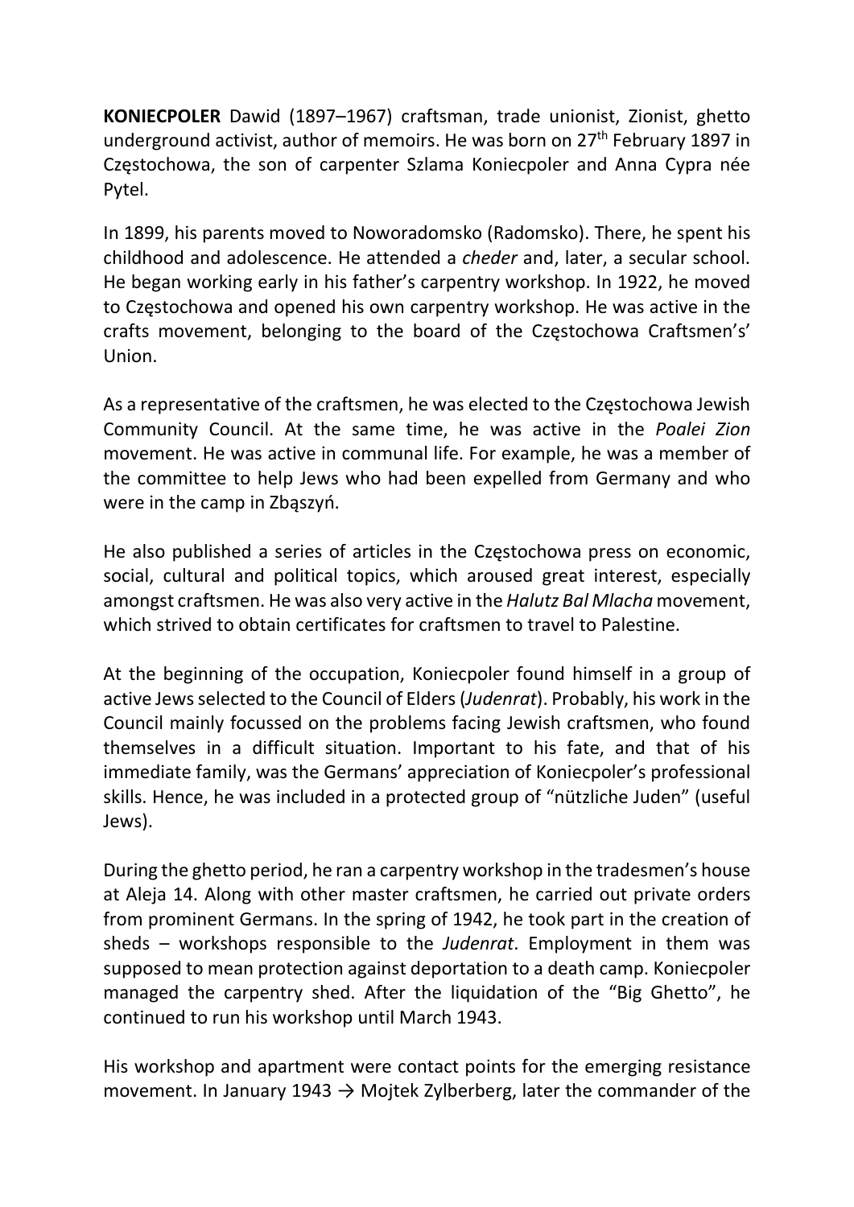**KONIECPOLER** Dawid (1897–1967) craftsman, trade unionist, Zionist, ghetto underground activist, author of memoirs. He was born on 27th February 1897 in Częstochowa, the son of carpenter Szlama Koniecpoler and Anna Cypra née Pytel.

In 1899, his parents moved to Noworadomsko (Radomsko). There, he spent his childhood and adolescence. He attended a *cheder* and, later, a secular school. He began working early in his father's carpentry workshop. In 1922, he moved to Częstochowa and opened his own carpentry workshop. He was active in the crafts movement, belonging to the board of the Częstochowa Craftsmen's' Union.

As a representative of the craftsmen, he was elected to the Częstochowa Jewish Community Council. At the same time, he was active in the *Poalei Zion* movement. He was active in communal life. For example, he was a member of the committee to help Jews who had been expelled from Germany and who were in the camp in Zbąszyń.

He also published a series of articles in the Częstochowa press on economic, social, cultural and political topics, which aroused great interest, especially amongst craftsmen. He was also very active in the *Halutz Bal Mlacha* movement, which strived to obtain certificates for craftsmen to travel to Palestine.

At the beginning of the occupation, Koniecpoler found himself in a group of active Jews selected to the Council of Elders (*Judenrat*). Probably, his work in the Council mainly focussed on the problems facing Jewish craftsmen, who found themselves in a difficult situation. Important to his fate, and that of his immediate family, was the Germans' appreciation of Koniecpoler's professional skills. Hence, he was included in a protected group of "nützliche Juden" (useful Jews).

During the ghetto period, he ran a carpentry workshop in the tradesmen's house at Aleja 14. Along with other master craftsmen, he carried out private orders from prominent Germans. In the spring of 1942, he took part in the creation of sheds – workshops responsible to the *Judenrat*. Employment in them was supposed to mean protection against deportation to a death camp. Koniecpoler managed the carpentry shed. After the liquidation of the "Big Ghetto", he continued to run his workshop until March 1943.

His workshop and apartment were contact points for the emerging resistance movement. In January 1943 → Mojtek Zylberberg, later the commander of the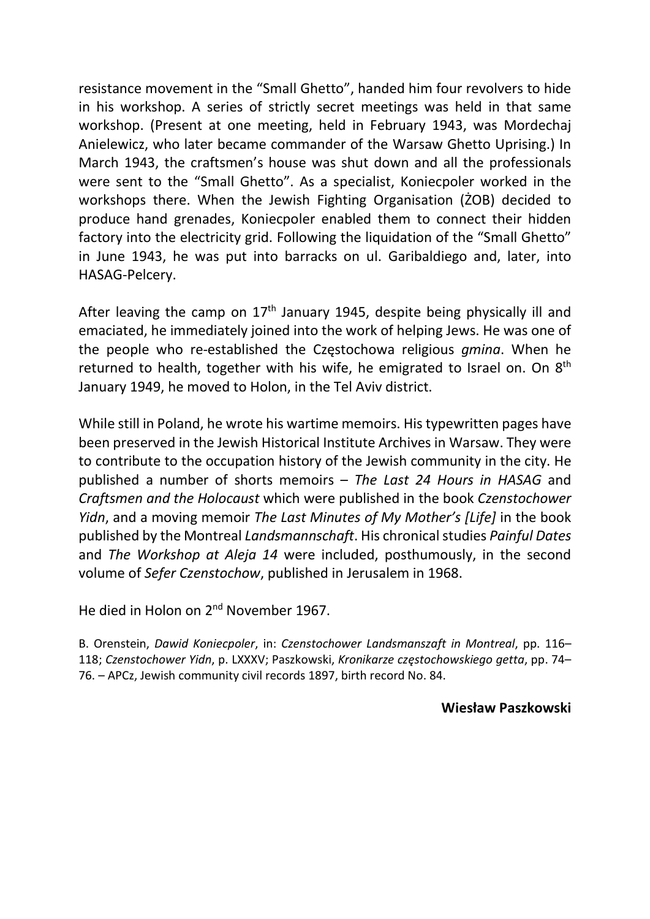resistance movement in the "Small Ghetto", handed him four revolvers to hide in his workshop. A series of strictly secret meetings was held in that same workshop. (Present at one meeting, held in February 1943, was Mordechaj Anielewicz, who later became commander of the Warsaw Ghetto Uprising.) In March 1943, the craftsmen's house was shut down and all the professionals were sent to the "Small Ghetto". As a specialist, Koniecpoler worked in the workshops there. When the Jewish Fighting Organisation (ŻOB) decided to produce hand grenades, Koniecpoler enabled them to connect their hidden factory into the electricity grid. Following the liquidation of the "Small Ghetto" in June 1943, he was put into barracks on ul. Garibaldiego and, later, into HASAG-Pelcery.

After leaving the camp on 17th January 1945, despite being physically ill and emaciated, he immediately joined into the work of helping Jews. He was one of the people who re-established the Częstochowa religious *gmina*. When he returned to health, together with his wife, he emigrated to Israel on. On 8th January 1949, he moved to Holon, in the Tel Aviv district.

While still in Poland, he wrote his wartime memoirs. His typewritten pages have been preserved in the Jewish Historical Institute Archives in Warsaw. They were to contribute to the occupation history of the Jewish community in the city. He published a number of shorts memoirs – *The Last 24 Hours in HASAG* and *Craftsmen and the Holocaust* which were published in the book *Czenstochower Yidn*, and a moving memoir *The Last Minutes of My Mother's [Life]* in the book published by the Montreal *Landsmannschaft*. His chronical studies *Painful Dates* and *The Workshop at Aleja 14* were included, posthumously, in the second volume of *Sefer Czenstochow*, published in Jerusalem in 1968.

He died in Holon on 2nd November 1967.

B. Orenstein, *Dawid Koniecpoler*, in: *Czenstochower Landsmanszaft in Montreal*, pp. 116–118; *Czenstochower Yidn*, p. LXXXV; Paszkowski, *Kronikarze częstochowskiego getta*, pp. 74–76. – APCz, Jewish community civil records 1897, birth record No. 84.

**Wiesław Paszkowski**